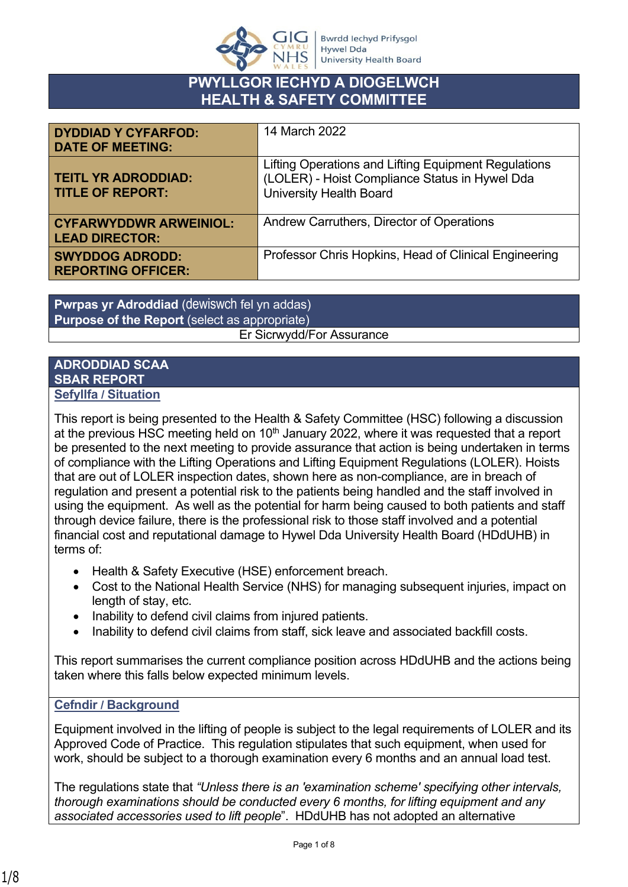# PWYLLGOR IECHYD A DIOGELWCH
# HEALTH & SAFETY COMMITTEE

| | |
|---|---|
| **DYDDIAD Y CYFARFOD: DATE OF MEETING:** | 14 March 2022 |
| **TEITL YR ADRODDIAD: TITLE OF REPORT:** | Lifting Operations and Lifting Equipment Regulations (LOLER) - Hoist Compliance Status in Hywel Dda University Health Board |
| **CYFARWYDDWR ARWEINIOL: LEAD DIRECTOR:** | Andrew Carruthers, Director of Operations |
| **SWYDDOG ADRODD: REPORTING OFFICER:** | Professor Chris Hopkins, Head of Clinical Engineering |

| **Pwrpas yr Adroddiad** (dewiswch fel yn addas) **Purpose of the Report** (select as appropriate) |
|---|
| Er Sicrwydd/For Assurance |

## ADRODDIAD SCAA
## SBAR REPORT

### Sefyllfa / Situation

This report is being presented to the Health & Safety Committee (HSC) following a discussion at the previous HSC meeting held on 10th January 2022, where it was requested that a report be presented to the next meeting to provide assurance that action is being undertaken in terms of compliance with the Lifting Operations and Lifting Equipment Regulations (LOLER). Hoists that are out of LOLER inspection dates, shown here as non-compliance, are in breach of regulation and present a potential risk to the patients being handled and the staff involved in using the equipment. As well as the potential for harm being caused to both patients and staff through device failure, there is the professional risk to those staff involved and a potential financial cost and reputational damage to Hywel Dda University Health Board (HDdUHB) in terms of:

- Health & Safety Executive (HSE) enforcement breach.
- Cost to the National Health Service (NHS) for managing subsequent injuries, impact on length of stay, etc.
- Inability to defend civil claims from injured patients.
- Inability to defend civil claims from staff, sick leave and associated backfill costs.

This report summarises the current compliance position across HDdUHB and the actions being taken where this falls below expected minimum levels.

### Cefndir / Background

Equipment involved in the lifting of people is subject to the legal requirements of LOLER and its Approved Code of Practice. This regulation stipulates that such equipment, when used for work, should be subject to a thorough examination every 6 months and an annual load test.

The regulations state that *"Unless there is an 'examination scheme' specifying other intervals, thorough examinations should be conducted every 6 months, for lifting equipment and any associated accessories used to lift people"*. HDdUHB has not adopted an alternative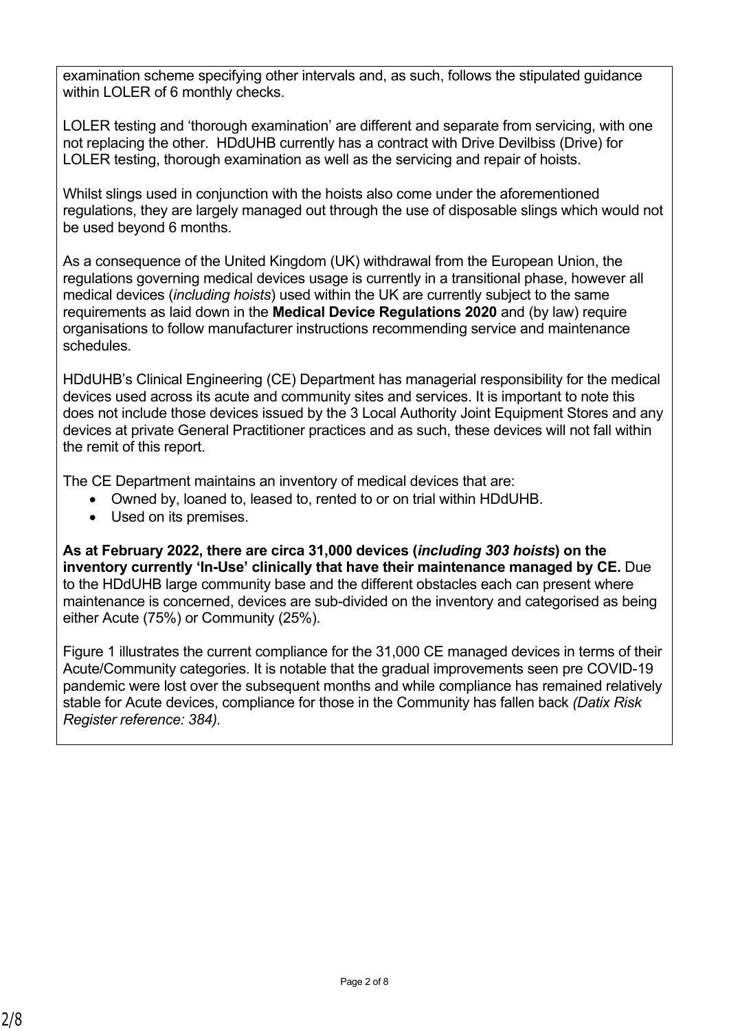examination scheme specifying other intervals and, as such, follows the stipulated guidance within LOLER of 6 monthly checks.

LOLER testing and 'thorough examination' are different and separate from servicing, with one not replacing the other. HDdUHB currently has a contract with Drive Devilbiss (Drive) for LOLER testing, thorough examination as well as the servicing and repair of hoists.

Whilst slings used in conjunction with the hoists also come under the aforementioned regulations, they are largely managed out through the use of disposable slings which would not be used beyond 6 months.

As a consequence of the United Kingdom (UK) withdrawal from the European Union, the regulations governing medical devices usage is currently in a transitional phase, however all medical devices (*including hoists*) used within the UK are currently subject to the same requirements as laid down in the **Medical Device Regulations 2020** and (by law) require organisations to follow manufacturer instructions recommending service and maintenance schedules.

HDdUHB's Clinical Engineering (CE) Department has managerial responsibility for the medical devices used across its acute and community sites and services. It is important to note this does not include those devices issued by the 3 Local Authority Joint Equipment Stores and any devices at private General Practitioner practices and as such, these devices will not fall within the remit of this report.

The CE Department maintains an inventory of medical devices that are:

- Owned by, loaned to, leased to, rented to or on trial within HDdUHB.
- Used on its premises.

**As at February 2022, there are circa 31,000 devices (*including 303 hoists*) on the inventory currently 'In-Use' clinically that have their maintenance managed by CE.** Due to the HDdUHB large community base and the different obstacles each can present where maintenance is concerned, devices are sub-divided on the inventory and categorised as being either Acute (75%) or Community (25%).

Figure 1 illustrates the current compliance for the 31,000 CE managed devices in terms of their Acute/Community categories. It is notable that the gradual improvements seen pre COVID-19 pandemic were lost over the subsequent months and while compliance has remained relatively stable for Acute devices, compliance for those in the Community has fallen back *(Datix Risk Register reference: 384).*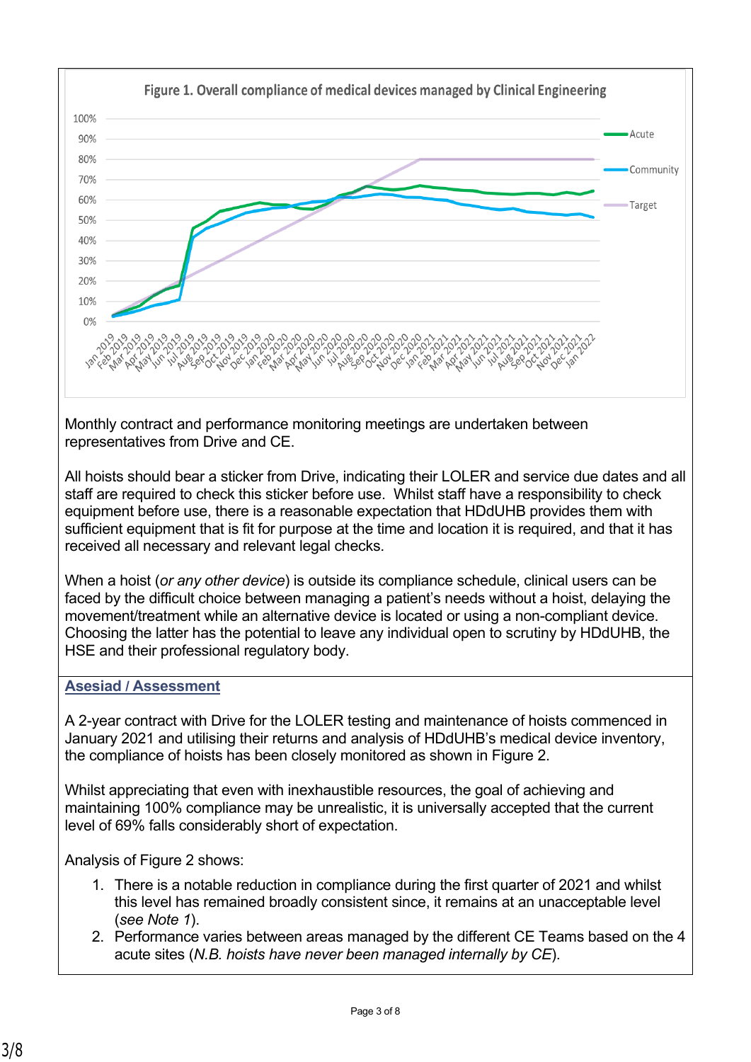Figure 1. Overall compliance of medical devices managed by Clinical Engineering

Monthly contract and performance monitoring meetings are undertaken between representatives from Drive and CE.

All hoists should bear a sticker from Drive, indicating their LOLER and service due dates and all staff are required to check this sticker before use. Whilst staff have a responsibility to check equipment before use, there is a reasonable expectation that HDdUHB provides them with sufficient equipment that is fit for purpose at the time and location it is required, and that it has received all necessary and relevant legal checks.

When a hoist (*or any other device*) is outside its compliance schedule, clinical users can be faced by the difficult choice between managing a patient's needs without a hoist, delaying the movement/treatment while an alternative device is located or using a non-compliant device. Choosing the latter has the potential to leave any individual open to scrutiny by HDdUHB, the HSE and their professional regulatory body.

## Asesiad / Assessment

A 2-year contract with Drive for the LOLER testing and maintenance of hoists commenced in January 2021 and utilising their returns and analysis of HDdUHB's medical device inventory, the compliance of hoists has been closely monitored as shown in Figure 2.

Whilst appreciating that even with inexhaustible resources, the goal of achieving and maintaining 100% compliance may be unrealistic, it is universally accepted that the current level of 69% falls considerably short of expectation.

Analysis of Figure 2 shows:

1. There is a notable reduction in compliance during the first quarter of 2021 and whilst this level has remained broadly consistent since, it remains at an unacceptable level (*see Note 1*).
2. Performance varies between areas managed by the different CE Teams based on the 4 acute sites (*N.B. hoists have never been managed internally by CE*).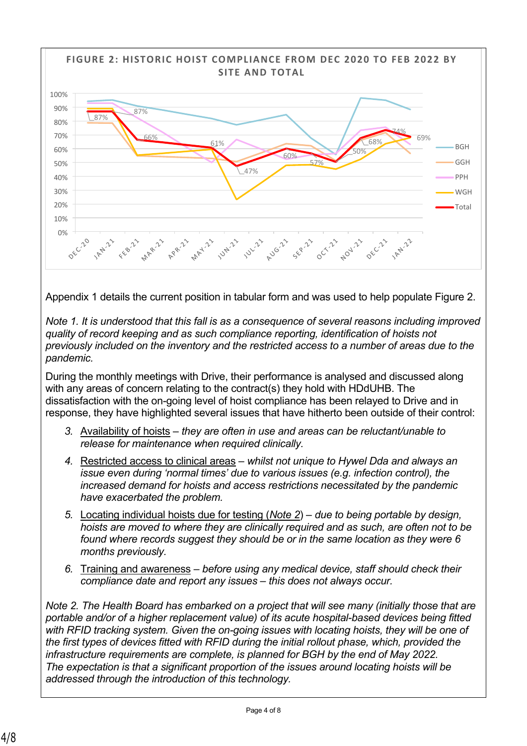**FIGURE 2: HISTORIC HOIST COMPLIANCE FROM DEC 2020 TO FEB 2022 BY SITE AND TOTAL**

Appendix 1 details the current position in tabular form and was used to help populate Figure 2.

*Note 1. It is understood that this fall is as a consequence of several reasons including improved quality of record keeping and as such compliance reporting, identification of hoists not previously included on the inventory and the restricted access to a number of areas due to the pandemic.*

During the monthly meetings with Drive, their performance is analysed and discussed along with any areas of concern relating to the contract(s) they hold with HDdUHB. The dissatisfaction with the on-going level of hoist compliance has been relayed to Drive and in response, they have highlighted several issues that have hitherto been outside of their control:

3. Availability of hoists – *they are often in use and areas can be reluctant/unable to release for maintenance when required clinically.*
4. Restricted access to clinical areas – *whilst not unique to Hywel Dda and always an issue even during 'normal times' due to various issues (e.g. infection control), the increased demand for hoists and access restrictions necessitated by the pandemic have exacerbated the problem.*
5. Locating individual hoists due for testing (*Note 2*) – *due to being portable by design, hoists are moved to where they are clinically required and as such, are often not to be found where records suggest they should be or in the same location as they were 6 months previously.*
6. Training and awareness – *before using any medical device, staff should check their compliance date and report any issues – this does not always occur.*

*Note 2. The Health Board has embarked on a project that will see many (initially those that are portable and/or of a higher replacement value) of its acute hospital-based devices being fitted with RFID tracking system. Given the on-going issues with locating hoists, they will be one of the first types of devices fitted with RFID during the initial rollout phase, which, provided the infrastructure requirements are complete, is planned for BGH by the end of May 2022. The expectation is that a significant proportion of the issues around locating hoists will be addressed through the introduction of this technology.*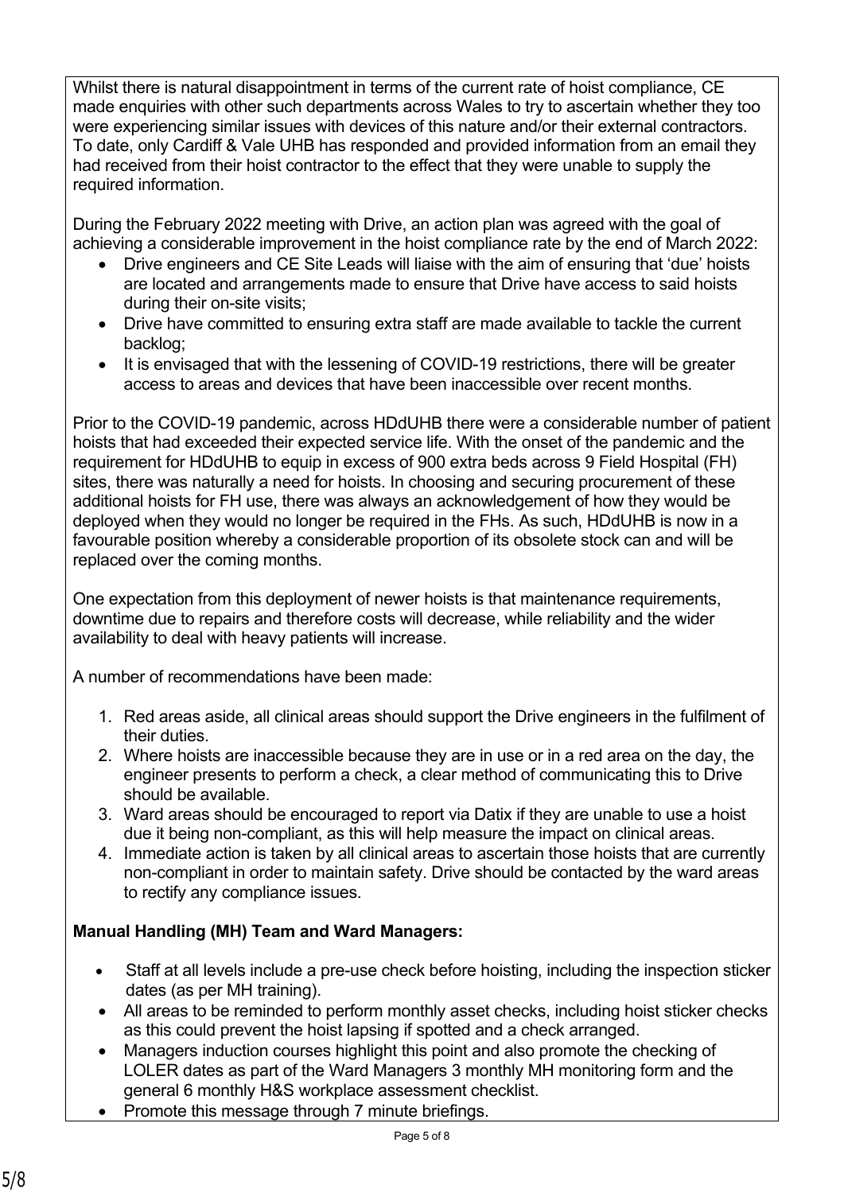Whilst there is natural disappointment in terms of the current rate of hoist compliance, CE made enquiries with other such departments across Wales to try to ascertain whether they too were experiencing similar issues with devices of this nature and/or their external contractors. To date, only Cardiff & Vale UHB has responded and provided information from an email they had received from their hoist contractor to the effect that they were unable to supply the required information.

During the February 2022 meeting with Drive, an action plan was agreed with the goal of achieving a considerable improvement in the hoist compliance rate by the end of March 2022:

- Drive engineers and CE Site Leads will liaise with the aim of ensuring that 'due' hoists are located and arrangements made to ensure that Drive have access to said hoists during their on-site visits;
- Drive have committed to ensuring extra staff are made available to tackle the current backlog;
- It is envisaged that with the lessening of COVID-19 restrictions, there will be greater access to areas and devices that have been inaccessible over recent months.

Prior to the COVID-19 pandemic, across HDdUHB there were a considerable number of patient hoists that had exceeded their expected service life. With the onset of the pandemic and the requirement for HDdUHB to equip in excess of 900 extra beds across 9 Field Hospital (FH) sites, there was naturally a need for hoists. In choosing and securing procurement of these additional hoists for FH use, there was always an acknowledgement of how they would be deployed when they would no longer be required in the FHs. As such, HDdUHB is now in a favourable position whereby a considerable proportion of its obsolete stock can and will be replaced over the coming months.

One expectation from this deployment of newer hoists is that maintenance requirements, downtime due to repairs and therefore costs will decrease, while reliability and the wider availability to deal with heavy patients will increase.

A number of recommendations have been made:

1. Red areas aside, all clinical areas should support the Drive engineers in the fulfilment of their duties.
2. Where hoists are inaccessible because they are in use or in a red area on the day, the engineer presents to perform a check, a clear method of communicating this to Drive should be available.
3. Ward areas should be encouraged to report via Datix if they are unable to use a hoist due it being non-compliant, as this will help measure the impact on clinical areas.
4. Immediate action is taken by all clinical areas to ascertain those hoists that are currently non-compliant in order to maintain safety. Drive should be contacted by the ward areas to rectify any compliance issues.

**Manual Handling (MH) Team and Ward Managers:**

- Staff at all levels include a pre-use check before hoisting, including the inspection sticker dates (as per MH training).
- All areas to be reminded to perform monthly asset checks, including hoist sticker checks as this could prevent the hoist lapsing if spotted and a check arranged.
- Managers induction courses highlight this point and also promote the checking of LOLER dates as part of the Ward Managers 3 monthly MH monitoring form and the general 6 monthly H&S workplace assessment checklist.
- Promote this message through 7 minute briefings.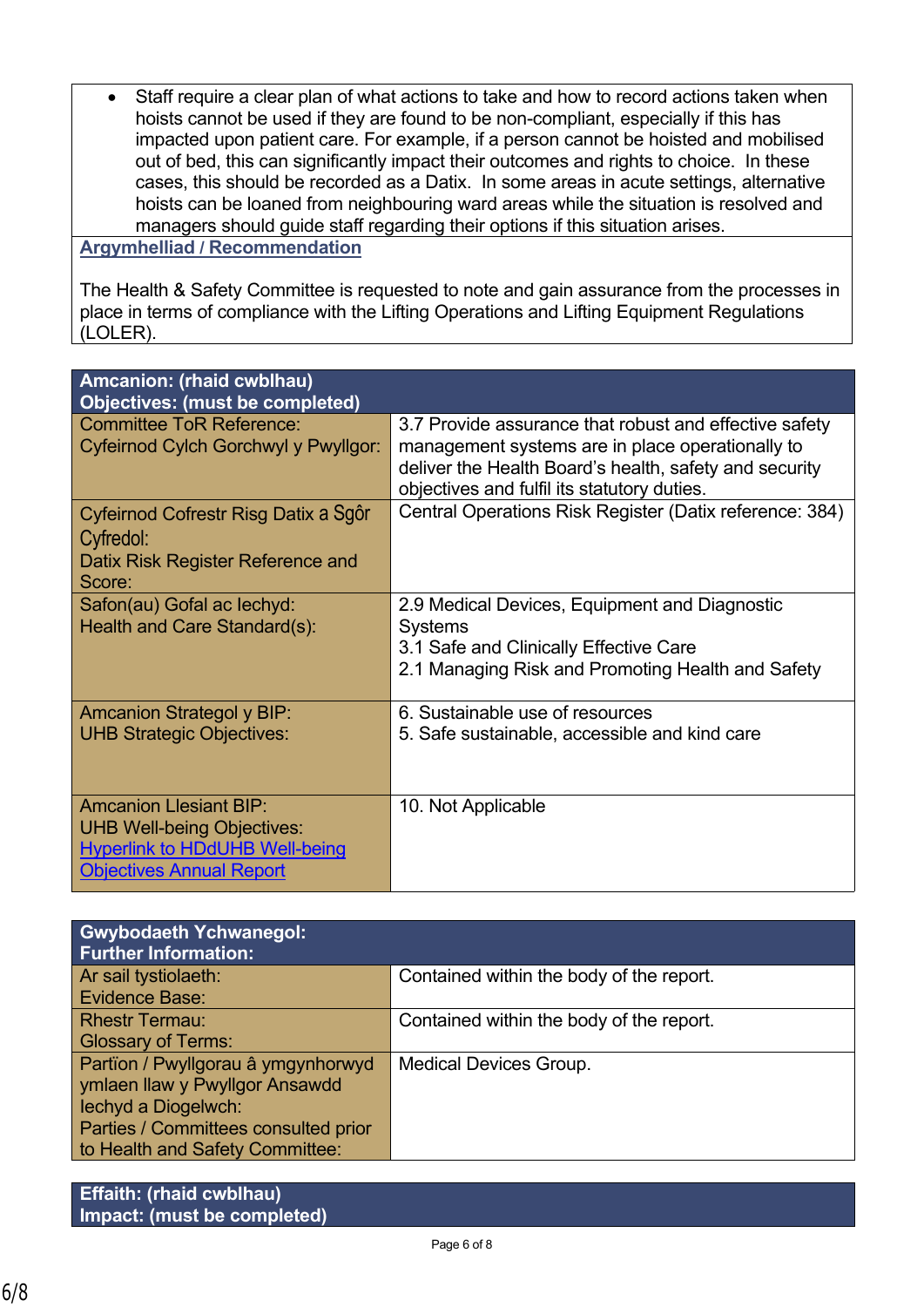- Staff require a clear plan of what actions to take and how to record actions taken when hoists cannot be used if they are found to be non-compliant, especially if this has impacted upon patient care. For example, if a person cannot be hoisted and mobilised out of bed, this can significantly impact their outcomes and rights to choice. In these cases, this should be recorded as a Datix. In some areas in acute settings, alternative hoists can be loaned from neighbouring ward areas while the situation is resolved and managers should guide staff regarding their options if this situation arises.

**Argymhelliad / Recommendation**

The Health & Safety Committee is requested to note and gain assurance from the processes in place in terms of compliance with the Lifting Operations and Lifting Equipment Regulations (LOLER).

| **Amcanion: (rhaid cwblhau)<br>Objectives: (must be completed)** | |
|---|---|
| Committee ToR Reference:<br>Cyfeirnod Cylch Gorchwyl y Pwyllgor: | 3.7 Provide assurance that robust and effective safety management systems are in place operationally to deliver the Health Board's health, safety and security objectives and fulfil its statutory duties. |
| Cyfeirnod Cofrestr Risg Datix a Sgôr Cyfredol:<br>Datix Risk Register Reference and Score: | Central Operations Risk Register (Datix reference: 384) |
| Safon(au) Gofal ac Iechyd:<br>Health and Care Standard(s): | 2.9 Medical Devices, Equipment and Diagnostic Systems<br>3.1 Safe and Clinically Effective Care<br>2.1 Managing Risk and Promoting Health and Safety |
| Amcanion Strategol y BIP:<br>UHB Strategic Objectives: | 6. Sustainable use of resources<br>5. Safe sustainable, accessible and kind care |
| Amcanion Llesiant BIP:<br>UHB Well-being Objectives:<br>Hyperlink to HDdUHB Well-being Objectives Annual Report | 10. Not Applicable |

| **Gwybodaeth Ychwanegol:<br>Further Information:** | |
|---|---|
| Ar sail tystiolaeth:<br>Evidence Base: | Contained within the body of the report. |
| Rhestr Termau:<br>Glossary of Terms: | Contained within the body of the report. |
| Partïon / Pwyllgorau â ymgynhorwyd ymlaen llaw y Pwyllgor Ansawdd Iechyd a Diogelwch:<br>Parties / Committees consulted prior to Health and Safety Committee: | Medical Devices Group. |

| **Effaith: (rhaid cwblhau)<br>Impact: (must be completed)** |
|---|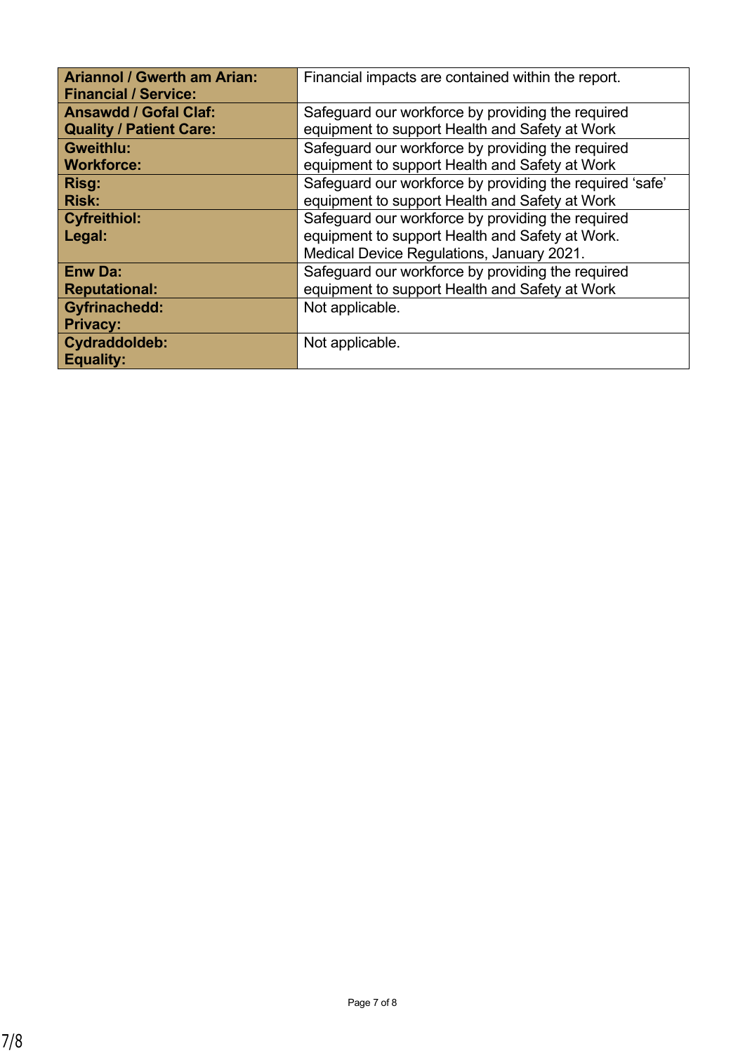| | |
|---|---|
| **Ariannol / Gwerth am Arian: Financial / Service:** | Financial impacts are contained within the report. |
| **Ansawdd / Gofal Claf: Quality / Patient Care:** | Safeguard our workforce by providing the required equipment to support Health and Safety at Work |
| **Gweithlu: Workforce:** | Safeguard our workforce by providing the required equipment to support Health and Safety at Work |
| **Risg: Risk:** | Safeguard our workforce by providing the required 'safe' equipment to support Health and Safety at Work |
| **Cyfreithiol: Legal:** | Safeguard our workforce by providing the required equipment to support Health and Safety at Work. Medical Device Regulations, January 2021. |
| **Enw Da: Reputational:** | Safeguard our workforce by providing the required equipment to support Health and Safety at Work |
| **Gyfrinachedd: Privacy:** | Not applicable. |
| **Cydraddoldeb: Equality:** | Not applicable. |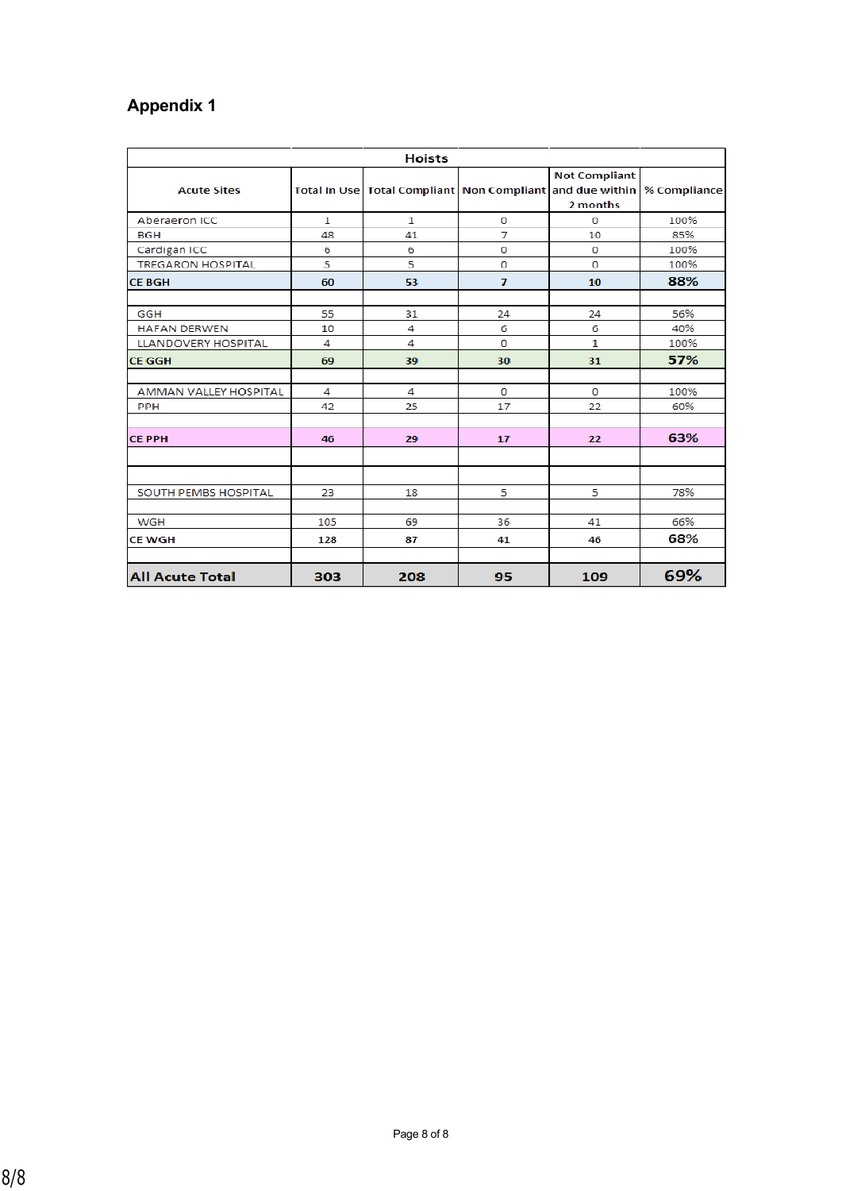## Appendix 1

| Hoists | | | | | |
|---|---|---|---|---|---|
| Acute Sites | Total In Use | Total Compliant | Non Compliant | Not Compliant and due within 2 months | % Compliance |
| Aberaeron ICC | 1 | 1 | 0 | 0 | 100% |
| BGH | 48 | 41 | 7 | 10 | 85% |
| Cardigan ICC | 6 | 6 | 0 | 0 | 100% |
| TREGARON HOSPITAL | 5 | 5 | 0 | 0 | 100% |
| **CE BGH** | **60** | **53** | **7** | **10** | **88%** |
| | | | | | |
| GGH | 55 | 31 | 24 | 24 | 56% |
| HAFAN DERWEN | 10 | 4 | 6 | 6 | 40% |
| LLANDOVERY HOSPITAL | 4 | 4 | 0 | 1 | 100% |
| **CE GGH** | **69** | **39** | **30** | **31** | **57%** |
| | | | | | |
| AMMAN VALLEY HOSPITAL | 4 | 4 | 0 | 0 | 100% |
| PPH | 42 | 25 | 17 | 22 | 60% |
| | | | | | |
| **CE PPH** | **46** | **29** | **17** | **22** | **63%** |
| | | | | | |
| | | | | | |
| SOUTH PEMBS HOSPITAL | 23 | 18 | 5 | 5 | 78% |
| | | | | | |
| WGH | 105 | 69 | 36 | 41 | 66% |
| **CE WGH** | **128** | **87** | **41** | **46** | **68%** |
| | | | | | |
| **All Acute Total** | **303** | **208** | **95** | **109** | **69%** |